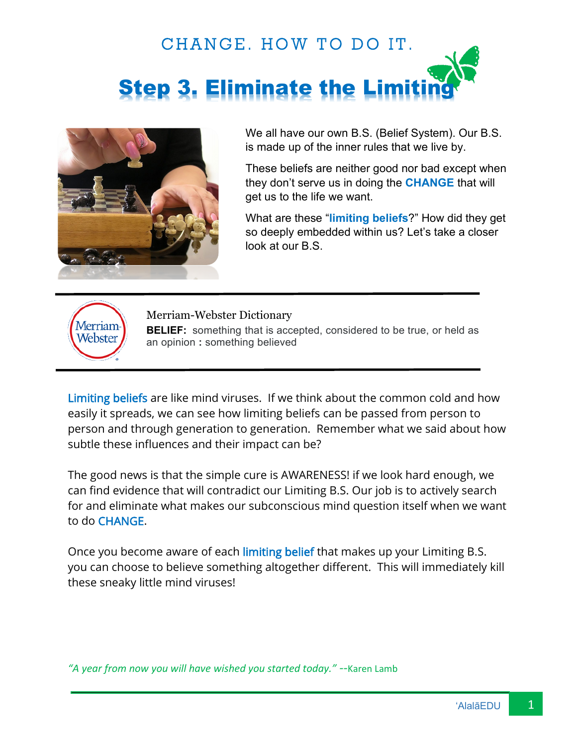CHANGE. HOW TO DO IT.

# Step 3. Eliminate the Limiting

We all have our own B.S. (Belief System). Our B.S. is made up of the inner rules that we live by.

These beliefs are neither good nor bad except when they don't serve us in doing the **CHANGE** that will get us to the life we want.

What are these "**limiting beliefs**?" How did they get so deeply embedded within us? Let's take a closer look at our B.S.

---

Merriam-Webster Dictionary

**BELIEF:** something that is accepted, considered to be true, or held as an opinion **:** something believed

---

Limiting beliefs are like mind viruses. If we think about the common cold and how easily it spreads, we can see how limiting beliefs can be passed from person to person and through generation to generation. Remember what we said about how subtle these influences and their impact can be?

The good news is that the simple cure is AWARENESS! if we look hard enough, we can find evidence that will contradict our Limiting B.S. Our job is to actively search for and eliminate what makes our subconscious mind question itself when we want to do CHANGE.

Once you become aware of each limiting belief that makes up your Limiting B.S. you can choose to believe something altogether different. This will immediately kill these sneaky little mind viruses!

*"A year from now you will have wished you started today." --*Karen Lamb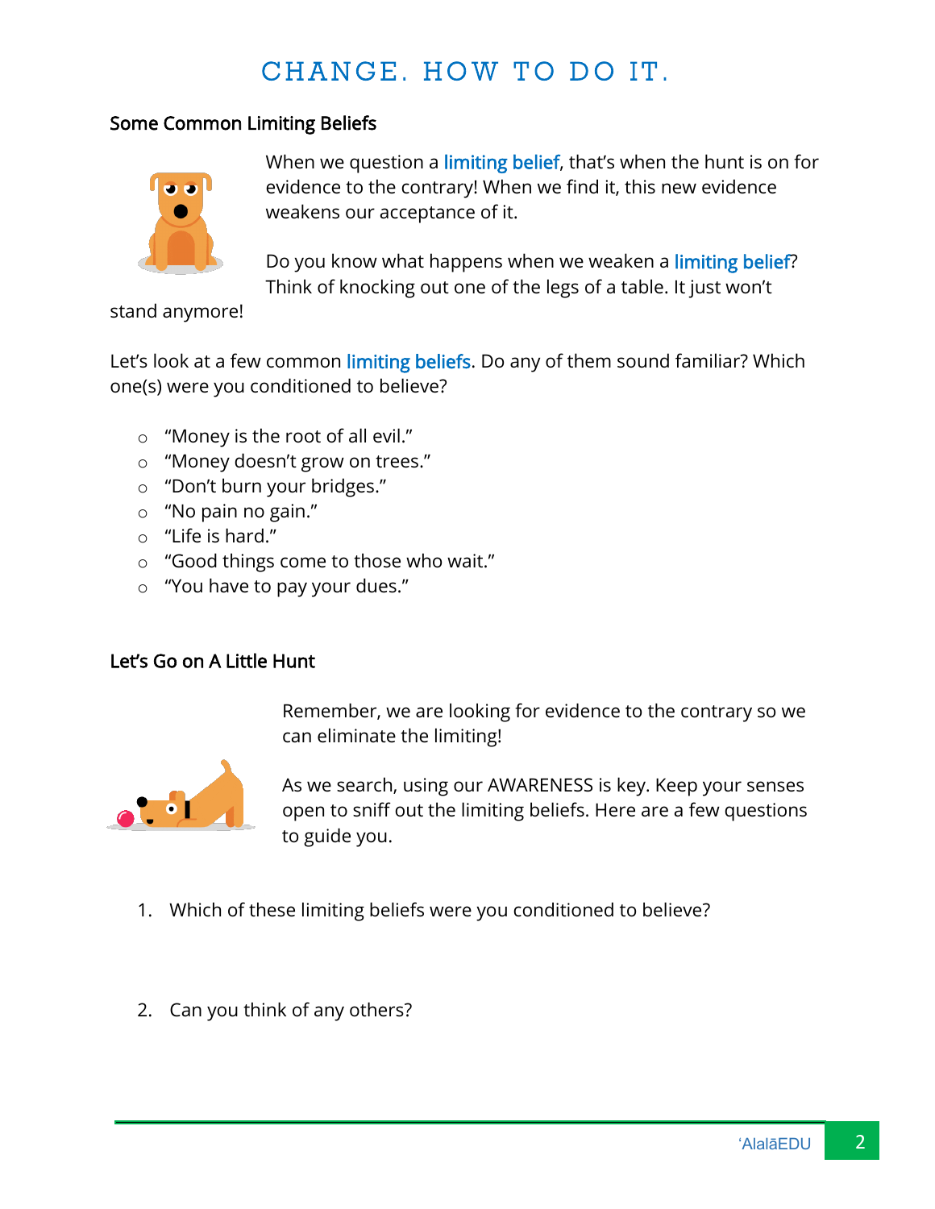# CHANGE. HOW TO DO IT.

## Some Common Limiting Beliefs

When we question a limiting belief, that's when the hunt is on for evidence to the contrary! When we find it, this new evidence weakens our acceptance of it.

Do you know what happens when we weaken a limiting belief? Think of knocking out one of the legs of a table. It just won't stand anymore!

Let's look at a few common limiting beliefs. Do any of them sound familiar? Which one(s) were you conditioned to believe?

- "Money is the root of all evil."
- "Money doesn't grow on trees."
- "Don't burn your bridges."
- "No pain no gain."
- "Life is hard."
- "Good things come to those who wait."
- "You have to pay your dues."

## Let's Go on A Little Hunt

Remember, we are looking for evidence to the contrary so we can eliminate the limiting!

As we search, using our AWARENESS is key. Keep your senses open to sniff out the limiting beliefs. Here are a few questions to guide you.

1. Which of these limiting beliefs were you conditioned to believe?

2. Can you think of any others?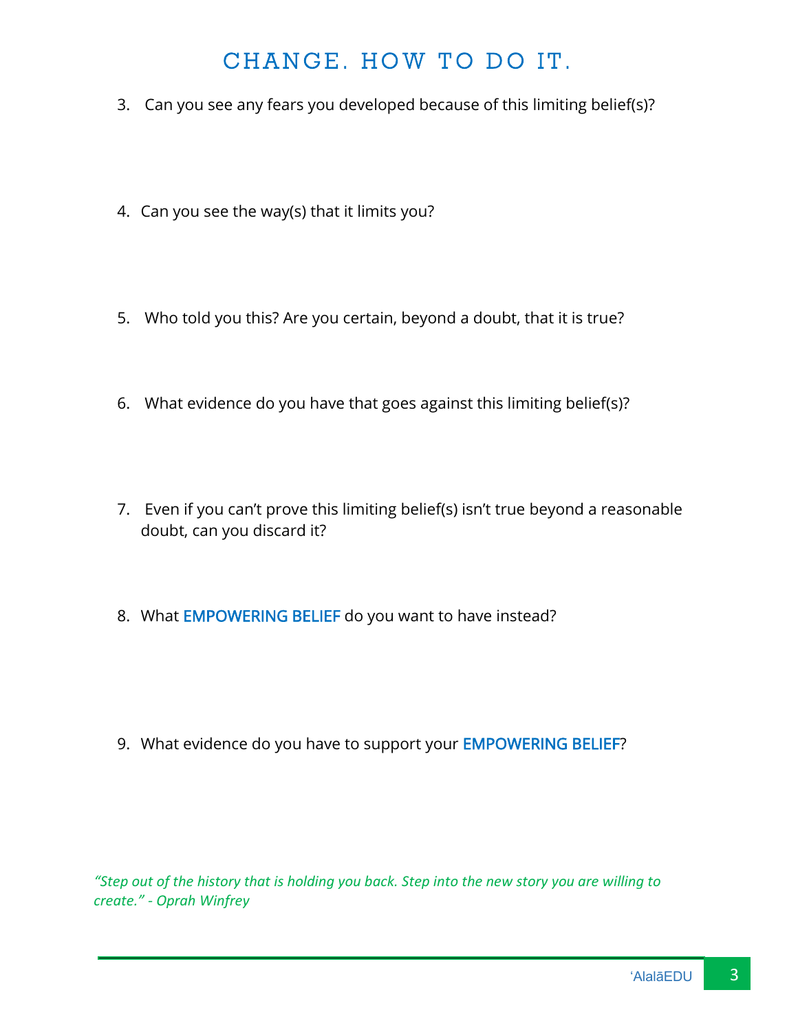# CHANGE. HOW TO DO IT.

3. Can you see any fears you developed because of this limiting belief(s)?

4. Can you see the way(s) that it limits you?

5. Who told you this? Are you certain, beyond a doubt, that it is true?

6. What evidence do you have that goes against this limiting belief(s)?

7. Even if you can't prove this limiting belief(s) isn't true beyond a reasonable doubt, can you discard it?

8. What **EMPOWERING BELIEF** do you want to have instead?

9. What evidence do you have to support your **EMPOWERING BELIEF**?

*"Step out of the history that is holding you back. Step into the new story you are willing to create." - Oprah Winfrey*